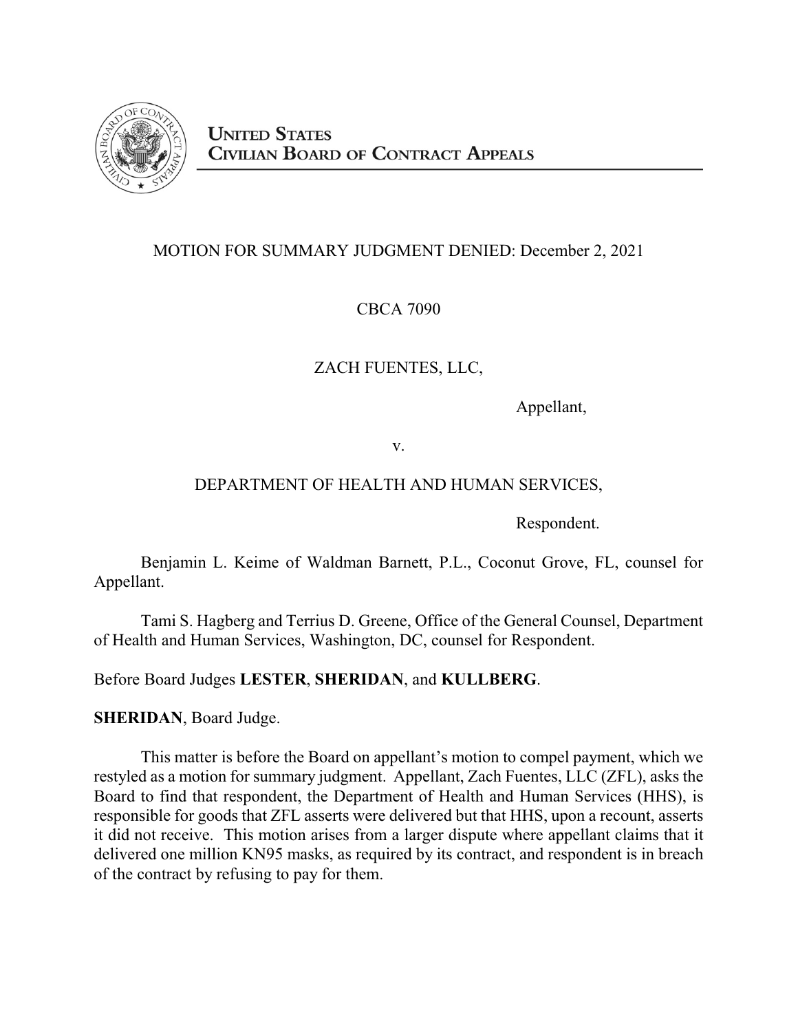**UNITED STATES**
**CIVILIAN BOARD OF CONTRACT APPEALS**

MOTION FOR SUMMARY JUDGMENT DENIED: December 2, 2021

CBCA 7090

ZACH FUENTES, LLC,

Appellant,

v.

DEPARTMENT OF HEALTH AND HUMAN SERVICES,

Respondent.

Benjamin L. Keime of Waldman Barnett, P.L., Coconut Grove, FL, counsel for Appellant.

Tami S. Hagberg and Terrius D. Greene, Office of the General Counsel, Department of Health and Human Services, Washington, DC, counsel for Respondent.

Before Board Judges **LESTER**, **SHERIDAN**, and **KULLBERG**.

**SHERIDAN**, Board Judge.

This matter is before the Board on appellant's motion to compel payment, which we restyled as a motion for summary judgment. Appellant, Zach Fuentes, LLC (ZFL), asks the Board to find that respondent, the Department of Health and Human Services (HHS), is responsible for goods that ZFL asserts were delivered but that HHS, upon a recount, asserts it did not receive. This motion arises from a larger dispute where appellant claims that it delivered one million KN95 masks, as required by its contract, and respondent is in breach of the contract by refusing to pay for them.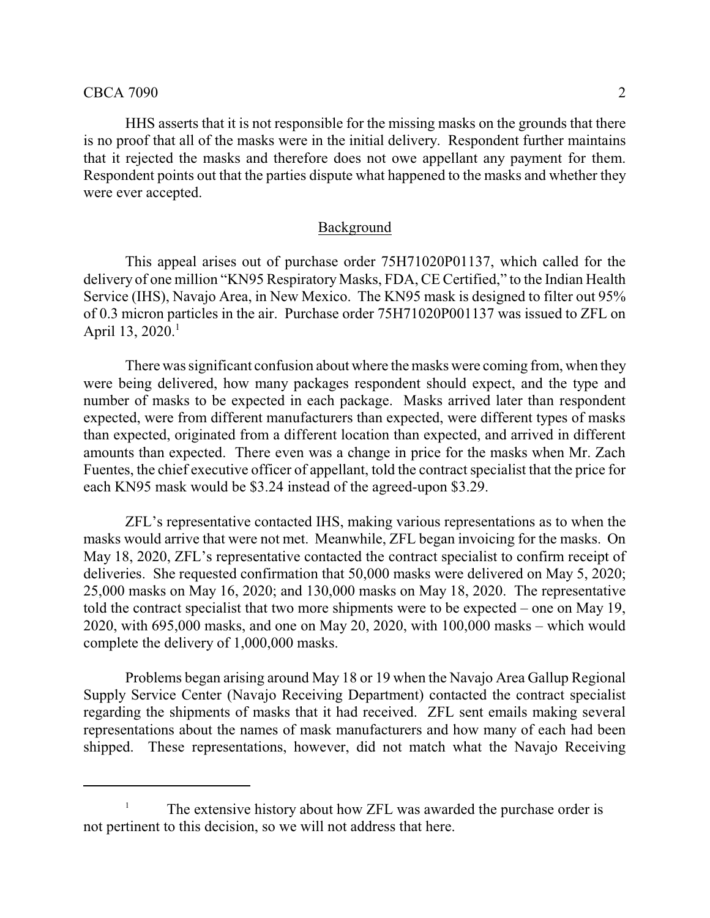HHS asserts that it is not responsible for the missing masks on the grounds that there is no proof that all of the masks were in the initial delivery. Respondent further maintains that it rejected the masks and therefore does not owe appellant any payment for them. Respondent points out that the parties dispute what happened to the masks and whether they were ever accepted.

## Background

This appeal arises out of purchase order 75H71020P01137, which called for the delivery of one million "KN95 Respiratory Masks, FDA, CE Certified," to the Indian Health Service (IHS), Navajo Area, in New Mexico. The KN95 mask is designed to filter out 95% of 0.3 micron particles in the air. Purchase order 75H71020P001137 was issued to ZFL on April 13, 2020.[1]

There was significant confusion about where the masks were coming from, when they were being delivered, how many packages respondent should expect, and the type and number of masks to be expected in each package. Masks arrived later than respondent expected, were from different manufacturers than expected, were different types of masks than expected, originated from a different location than expected, and arrived in different amounts than expected. There even was a change in price for the masks when Mr. Zach Fuentes, the chief executive officer of appellant, told the contract specialist that the price for each KN95 mask would be $3.24 instead of the agreed-upon $3.29.

ZFL's representative contacted IHS, making various representations as to when the masks would arrive that were not met. Meanwhile, ZFL began invoicing for the masks. On May 18, 2020, ZFL's representative contacted the contract specialist to confirm receipt of deliveries. She requested confirmation that 50,000 masks were delivered on May 5, 2020; 25,000 masks on May 16, 2020; and 130,000 masks on May 18, 2020. The representative told the contract specialist that two more shipments were to be expected – one on May 19, 2020, with 695,000 masks, and one on May 20, 2020, with 100,000 masks – which would complete the delivery of 1,000,000 masks.

Problems began arising around May 18 or 19 when the Navajo Area Gallup Regional Supply Service Center (Navajo Receiving Department) contacted the contract specialist regarding the shipments of masks that it had received. ZFL sent emails making several representations about the names of mask manufacturers and how many of each had been shipped. These representations, however, did not match what the Navajo Receiving

---

[1] The extensive history about how ZFL was awarded the purchase order is not pertinent to this decision, so we will not address that here.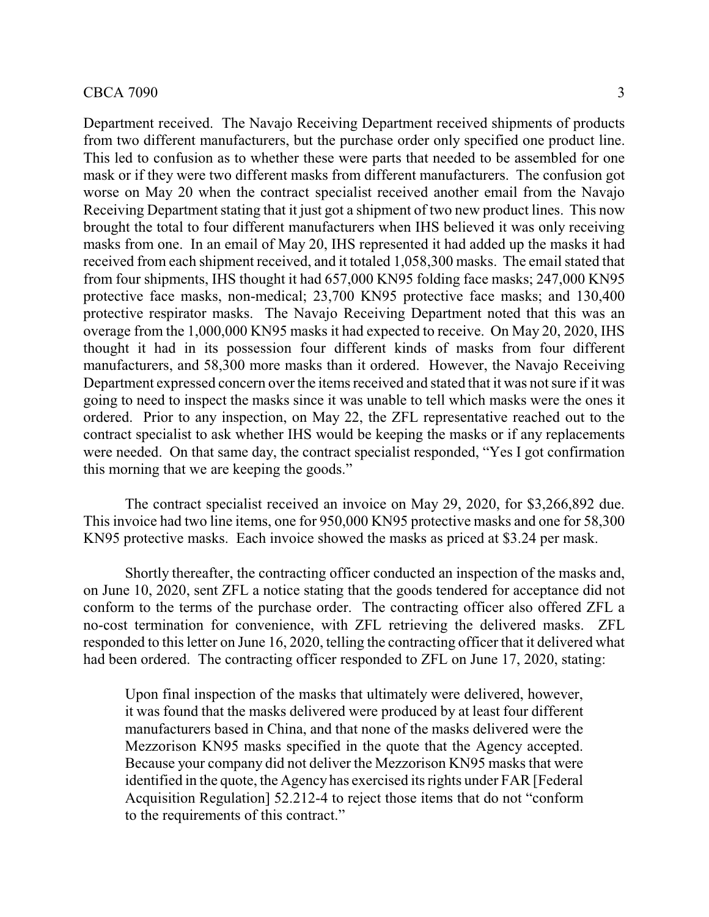Department received. The Navajo Receiving Department received shipments of products from two different manufacturers, but the purchase order only specified one product line. This led to confusion as to whether these were parts that needed to be assembled for one mask or if they were two different masks from different manufacturers. The confusion got worse on May 20 when the contract specialist received another email from the Navajo Receiving Department stating that it just got a shipment of two new product lines. This now brought the total to four different manufacturers when IHS believed it was only receiving masks from one. In an email of May 20, IHS represented it had added up the masks it had received from each shipment received, and it totaled 1,058,300 masks. The email stated that from four shipments, IHS thought it had 657,000 KN95 folding face masks; 247,000 KN95 protective face masks, non-medical; 23,700 KN95 protective face masks; and 130,400 protective respirator masks. The Navajo Receiving Department noted that this was an overage from the 1,000,000 KN95 masks it had expected to receive. On May 20, 2020, IHS thought it had in its possession four different kinds of masks from four different manufacturers, and 58,300 more masks than it ordered. However, the Navajo Receiving Department expressed concern over the items received and stated that it was not sure if it was going to need to inspect the masks since it was unable to tell which masks were the ones it ordered. Prior to any inspection, on May 22, the ZFL representative reached out to the contract specialist to ask whether IHS would be keeping the masks or if any replacements were needed. On that same day, the contract specialist responded, "Yes I got confirmation this morning that we are keeping the goods."

The contract specialist received an invoice on May 29, 2020, for $3,266,892 due. This invoice had two line items, one for 950,000 KN95 protective masks and one for 58,300 KN95 protective masks. Each invoice showed the masks as priced at $3.24 per mask.

Shortly thereafter, the contracting officer conducted an inspection of the masks and, on June 10, 2020, sent ZFL a notice stating that the goods tendered for acceptance did not conform to the terms of the purchase order. The contracting officer also offered ZFL a no-cost termination for convenience, with ZFL retrieving the delivered masks. ZFL responded to this letter on June 16, 2020, telling the contracting officer that it delivered what had been ordered. The contracting officer responded to ZFL on June 17, 2020, stating:

> Upon final inspection of the masks that ultimately were delivered, however, it was found that the masks delivered were produced by at least four different manufacturers based in China, and that none of the masks delivered were the Mezzorison KN95 masks specified in the quote that the Agency accepted. Because your company did not deliver the Mezzorison KN95 masks that were identified in the quote, the Agency has exercised its rights under FAR [Federal Acquisition Regulation] 52.212-4 to reject those items that do not "conform to the requirements of this contract."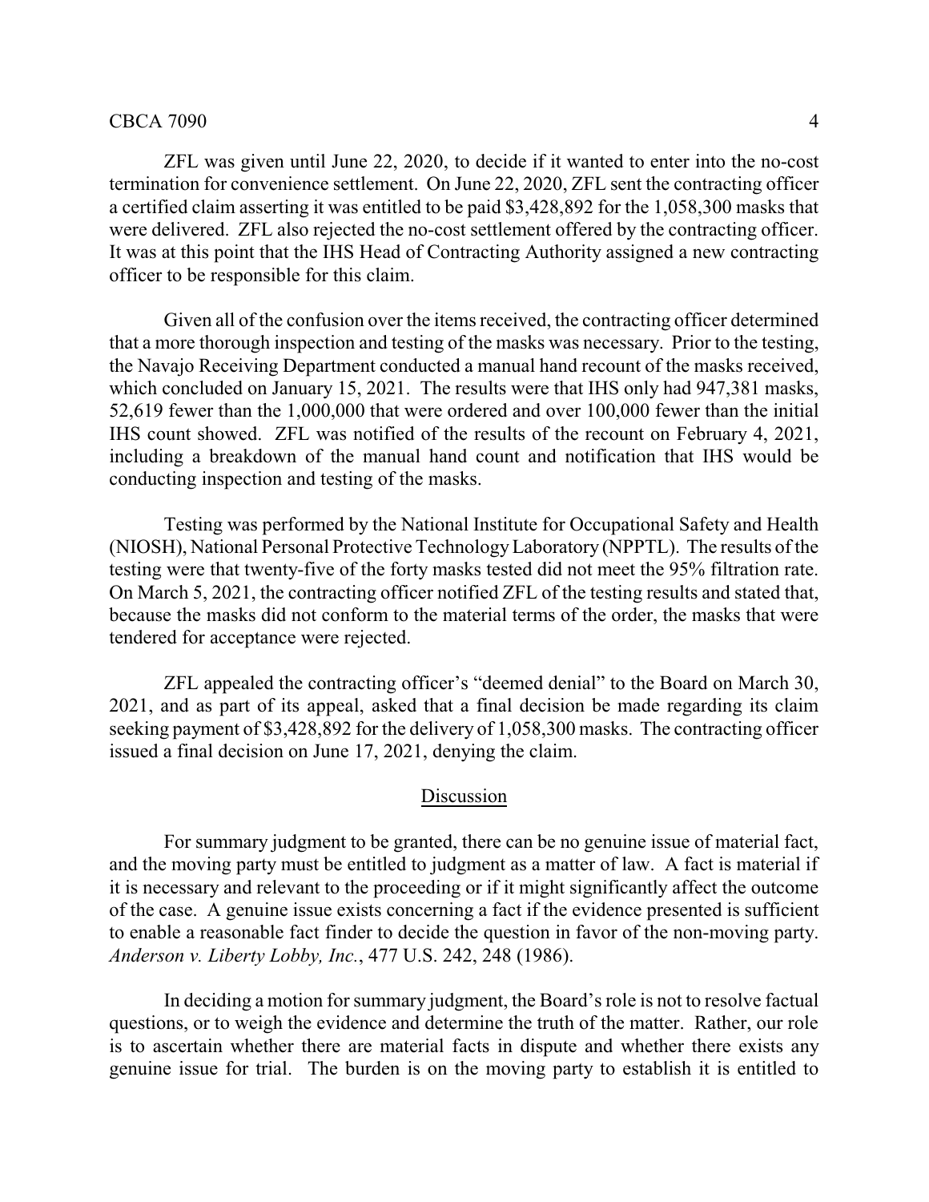ZFL was given until June 22, 2020, to decide if it wanted to enter into the no-cost termination for convenience settlement. On June 22, 2020, ZFL sent the contracting officer a certified claim asserting it was entitled to be paid $3,428,892 for the 1,058,300 masks that were delivered. ZFL also rejected the no-cost settlement offered by the contracting officer. It was at this point that the IHS Head of Contracting Authority assigned a new contracting officer to be responsible for this claim.

Given all of the confusion over the items received, the contracting officer determined that a more thorough inspection and testing of the masks was necessary. Prior to the testing, the Navajo Receiving Department conducted a manual hand recount of the masks received, which concluded on January 15, 2021. The results were that IHS only had 947,381 masks, 52,619 fewer than the 1,000,000 that were ordered and over 100,000 fewer than the initial IHS count showed. ZFL was notified of the results of the recount on February 4, 2021, including a breakdown of the manual hand count and notification that IHS would be conducting inspection and testing of the masks.

Testing was performed by the National Institute for Occupational Safety and Health (NIOSH), National Personal Protective Technology Laboratory (NPPTL). The results of the testing were that twenty-five of the forty masks tested did not meet the 95% filtration rate. On March 5, 2021, the contracting officer notified ZFL of the testing results and stated that, because the masks did not conform to the material terms of the order, the masks that were tendered for acceptance were rejected.

ZFL appealed the contracting officer's "deemed denial" to the Board on March 30, 2021, and as part of its appeal, asked that a final decision be made regarding its claim seeking payment of $3,428,892 for the delivery of 1,058,300 masks. The contracting officer issued a final decision on June 17, 2021, denying the claim.

## Discussion

For summary judgment to be granted, there can be no genuine issue of material fact, and the moving party must be entitled to judgment as a matter of law. A fact is material if it is necessary and relevant to the proceeding or if it might significantly affect the outcome of the case. A genuine issue exists concerning a fact if the evidence presented is sufficient to enable a reasonable fact finder to decide the question in favor of the non-moving party. *Anderson v. Liberty Lobby, Inc.*, 477 U.S. 242, 248 (1986).

In deciding a motion for summary judgment, the Board's role is not to resolve factual questions, or to weigh the evidence and determine the truth of the matter. Rather, our role is to ascertain whether there are material facts in dispute and whether there exists any genuine issue for trial. The burden is on the moving party to establish it is entitled to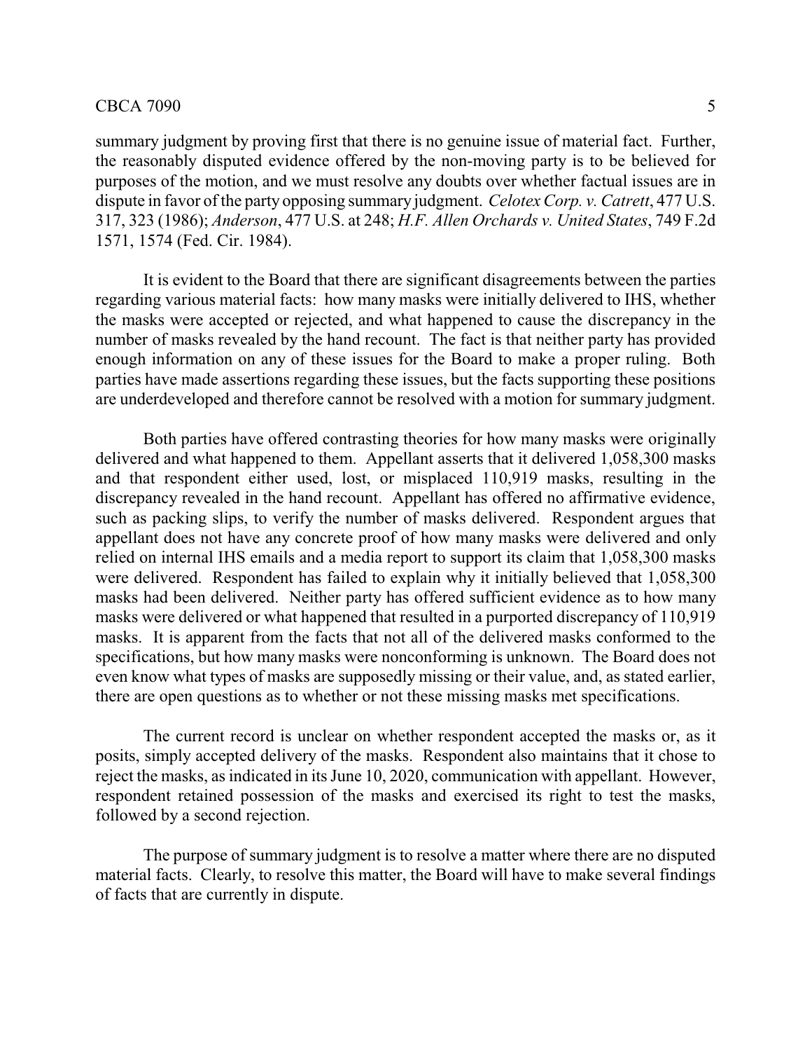summary judgment by proving first that there is no genuine issue of material fact. Further, the reasonably disputed evidence offered by the non-moving party is to be believed for purposes of the motion, and we must resolve any doubts over whether factual issues are in dispute in favor of the party opposing summary judgment. *Celotex Corp. v. Catrett*, 477 U.S. 317, 323 (1986); *Anderson*, 477 U.S. at 248; *H.F. Allen Orchards v. United States*, 749 F.2d 1571, 1574 (Fed. Cir. 1984).

It is evident to the Board that there are significant disagreements between the parties regarding various material facts: how many masks were initially delivered to IHS, whether the masks were accepted or rejected, and what happened to cause the discrepancy in the number of masks revealed by the hand recount. The fact is that neither party has provided enough information on any of these issues for the Board to make a proper ruling. Both parties have made assertions regarding these issues, but the facts supporting these positions are underdeveloped and therefore cannot be resolved with a motion for summary judgment.

Both parties have offered contrasting theories for how many masks were originally delivered and what happened to them. Appellant asserts that it delivered 1,058,300 masks and that respondent either used, lost, or misplaced 110,919 masks, resulting in the discrepancy revealed in the hand recount. Appellant has offered no affirmative evidence, such as packing slips, to verify the number of masks delivered. Respondent argues that appellant does not have any concrete proof of how many masks were delivered and only relied on internal IHS emails and a media report to support its claim that 1,058,300 masks were delivered. Respondent has failed to explain why it initially believed that 1,058,300 masks had been delivered. Neither party has offered sufficient evidence as to how many masks were delivered or what happened that resulted in a purported discrepancy of 110,919 masks. It is apparent from the facts that not all of the delivered masks conformed to the specifications, but how many masks were nonconforming is unknown. The Board does not even know what types of masks are supposedly missing or their value, and, as stated earlier, there are open questions as to whether or not these missing masks met specifications.

The current record is unclear on whether respondent accepted the masks or, as it posits, simply accepted delivery of the masks. Respondent also maintains that it chose to reject the masks, as indicated in its June 10, 2020, communication with appellant. However, respondent retained possession of the masks and exercised its right to test the masks, followed by a second rejection.

The purpose of summary judgment is to resolve a matter where there are no disputed material facts. Clearly, to resolve this matter, the Board will have to make several findings of facts that are currently in dispute.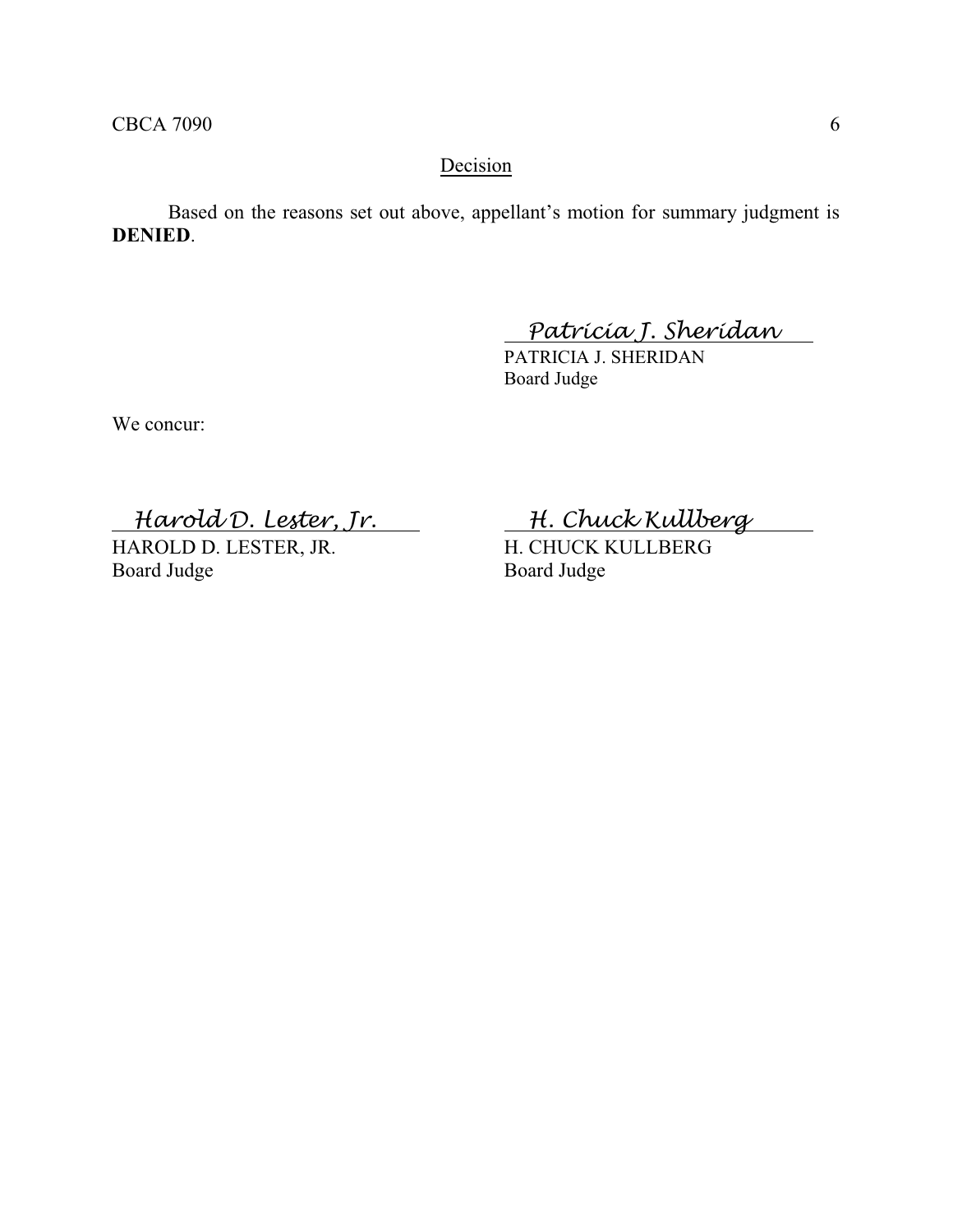## Decision

Based on the reasons set out above, appellant's motion for summary judgment is **DENIED**.

*Patricia J. Sheridan*
PATRICIA J. SHERIDAN
Board Judge

We concur:

*Harold D. Lester, Jr.*
HAROLD D. LESTER, JR.
Board Judge

*H. Chuck Kullberg*
H. CHUCK KULLBERG
Board Judge